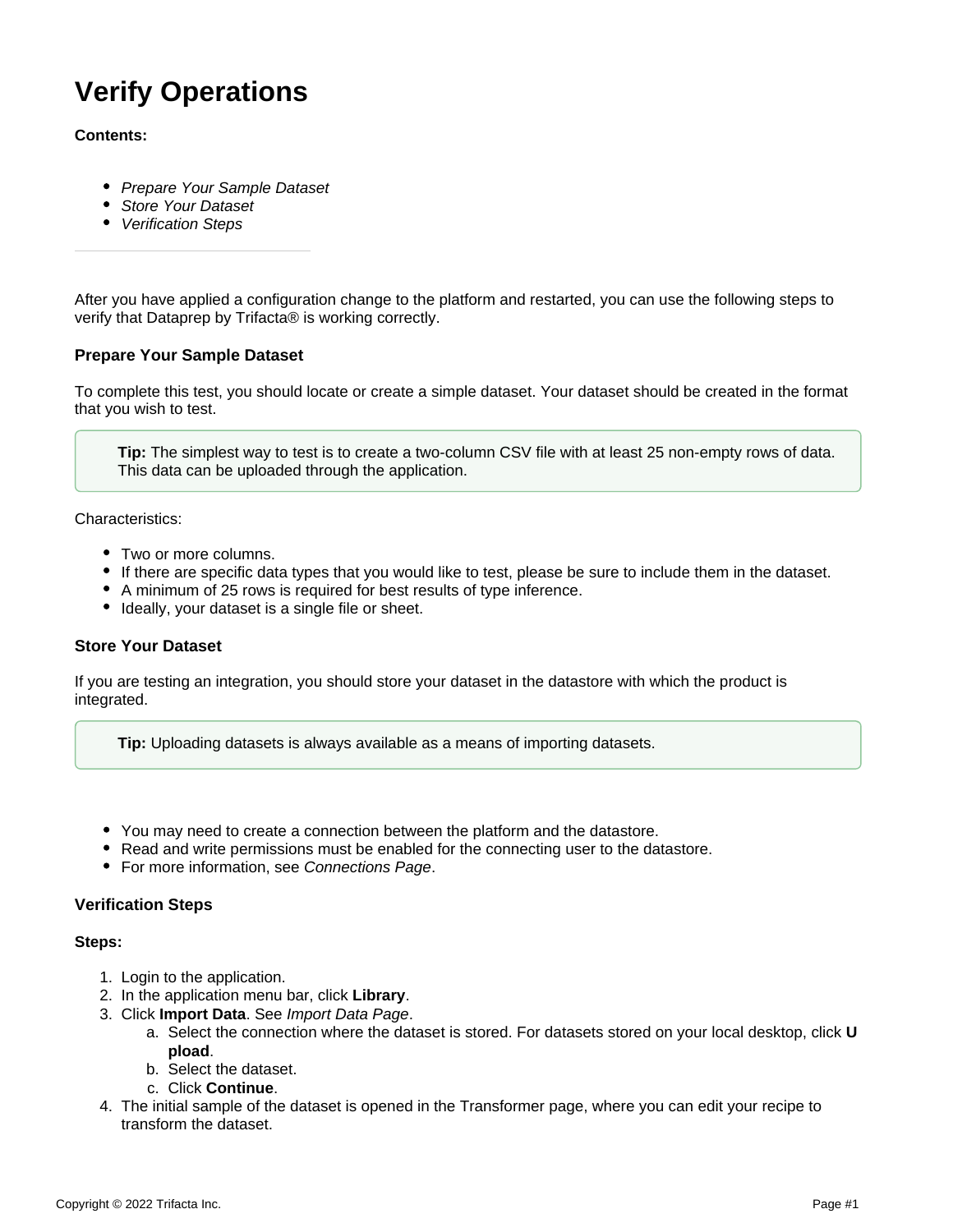# Verify Operations

**Contents:**

- *Prepare Your Sample Dataset*
- *Store Your Dataset*
- *Verification Steps*

---

After you have applied a configuration change to the platform and restarted, you can use the following steps to verify that Dataprep by Trifacta® is working correctly.

### Prepare Your Sample Dataset

To complete this test, you should locate or create a simple dataset. Your dataset should be created in the format that you wish to test.

> **Tip:** The simplest way to test is to create a two-column CSV file with at least 25 non-empty rows of data. This data can be uploaded through the application.

Characteristics:

- Two or more columns.
- If there are specific data types that you would like to test, please be sure to include them in the dataset.
- A minimum of 25 rows is required for best results of type inference.
- Ideally, your dataset is a single file or sheet.

### Store Your Dataset

If you are testing an integration, you should store your dataset in the datastore with which the product is integrated.

> **Tip:** Uploading datasets is always available as a means of importing datasets.

- You may need to create a connection between the platform and the datastore.
- Read and write permissions must be enabled for the connecting user to the datastore.
- For more information, see *Connections Page*.

### Verification Steps

**Steps:**

1. Login to the application.
2. In the application menu bar, click **Library**.
3. Click **Import Data**. See *Import Data Page*.
   a. Select the connection where the dataset is stored. For datasets stored on your local desktop, click **Upload**.
   b. Select the dataset.
   c. Click **Continue**.
4. The initial sample of the dataset is opened in the Transformer page, where you can edit your recipe to transform the dataset.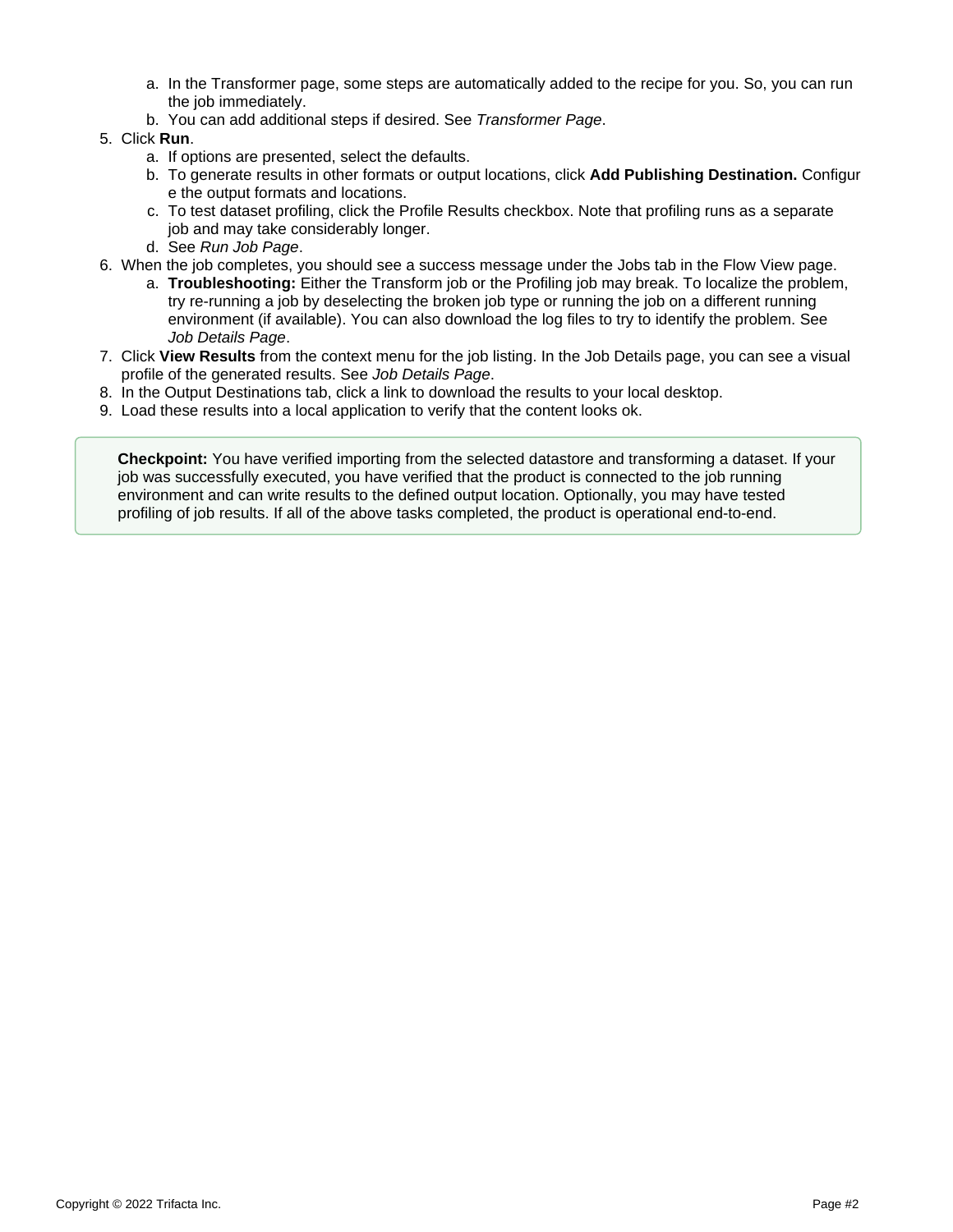a. In the Transformer page, some steps are automatically added to the recipe for you. So, you can run the job immediately.
   b. You can add additional steps if desired. See *Transformer Page*.
5. Click **Run**.
   a. If options are presented, select the defaults.
   b. To generate results in other formats or output locations, click **Add Publishing Destination.** Configure the output formats and locations.
   c. To test dataset profiling, click the Profile Results checkbox. Note that profiling runs as a separate job and may take considerably longer.
   d. See *Run Job Page*.
6. When the job completes, you should see a success message under the Jobs tab in the Flow View page.
   a. **Troubleshooting:** Either the Transform job or the Profiling job may break. To localize the problem, try re-running a job by deselecting the broken job type or running the job on a different running environment (if available). You can also download the log files to try to identify the problem. See *Job Details Page*.
7. Click **View Results** from the context menu for the job listing. In the Job Details page, you can see a visual profile of the generated results. See *Job Details Page*.
8. In the Output Destinations tab, click a link to download the results to your local desktop.
9. Load these results into a local application to verify that the content looks ok.

**Checkpoint:** You have verified importing from the selected datastore and transforming a dataset. If your job was successfully executed, you have verified that the product is connected to the job running environment and can write results to the defined output location. Optionally, you may have tested profiling of job results. If all of the above tasks completed, the product is operational end-to-end.